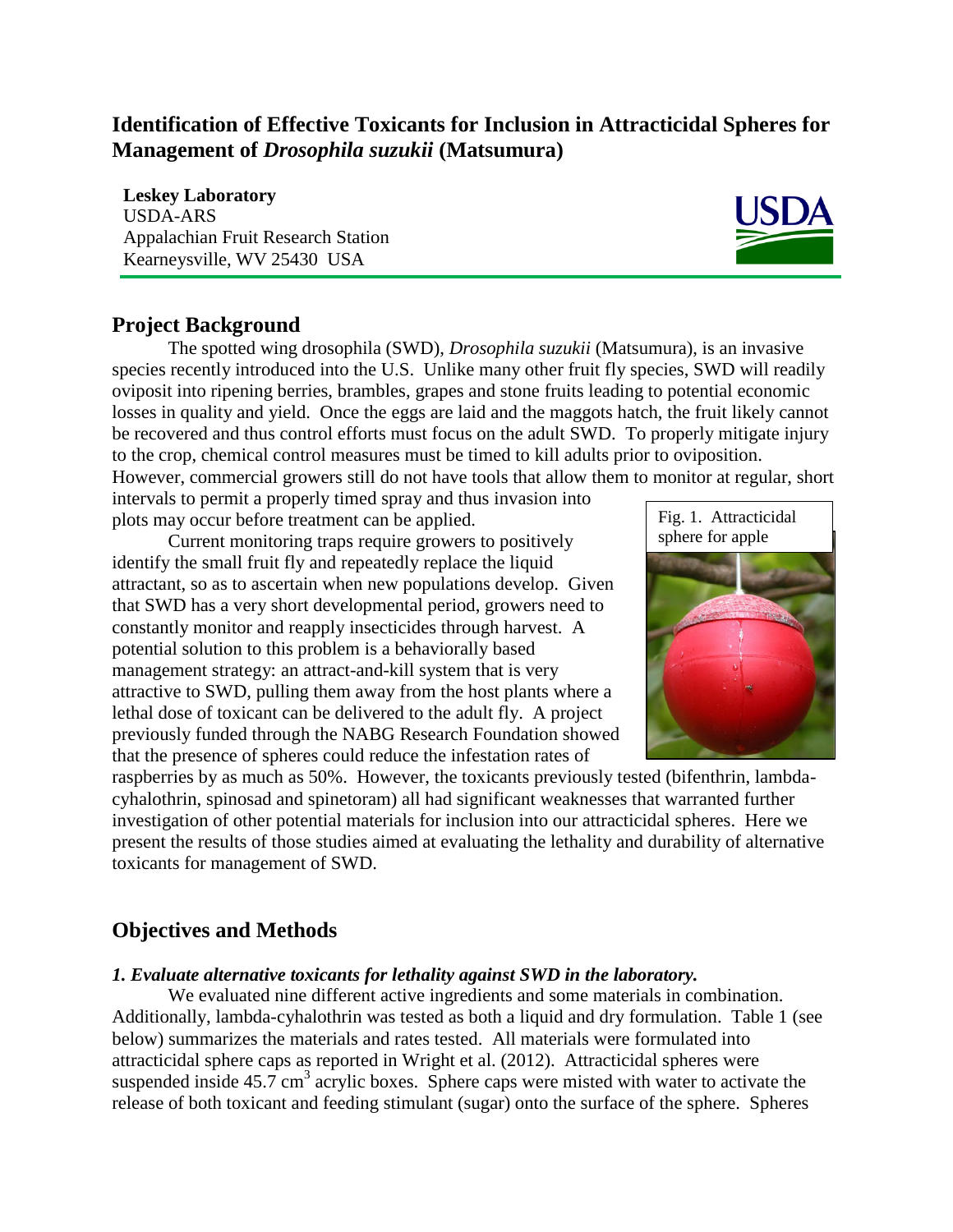# Identification of Effective Toxicants for Inclusion in Attracticidal Spheres for Management of *Drosophila suzukii* (Matsumura)

**Leskey Laboratory**
USDA-ARS
Appalachian Fruit Research Station
Kearneysville, WV 25430 USA

## Project Background

The spotted wing drosophila (SWD), *Drosophila suzukii* (Matsumura), is an invasive species recently introduced into the U.S. Unlike many other fruit fly species, SWD will readily oviposit into ripening berries, brambles, grapes and stone fruits leading to potential economic losses in quality and yield. Once the eggs are laid and the maggots hatch, the fruit likely cannot be recovered and thus control efforts must focus on the adult SWD. To properly mitigate injury to the crop, chemical control measures must be timed to kill adults prior to oviposition. However, commercial growers still do not have tools that allow them to monitor at regular, short intervals to permit a properly timed spray and thus invasion into plots may occur before treatment can be applied.

Fig. 1. Attracticidal sphere for apple

Current monitoring traps require growers to positively identify the small fruit fly and repeatedly replace the liquid attractant, so as to ascertain when new populations develop. Given that SWD has a very short developmental period, growers need to constantly monitor and reapply insecticides through harvest. A potential solution to this problem is a behaviorally based management strategy: an attract-and-kill system that is very attractive to SWD, pulling them away from the host plants where a lethal dose of toxicant can be delivered to the adult fly. A project previously funded through the NABG Research Foundation showed that the presence of spheres could reduce the infestation rates of raspberries by as much as 50%. However, the toxicants previously tested (bifenthrin, lambda-cyhalothrin, spinosad and spinetoram) all had significant weaknesses that warranted further investigation of other potential materials for inclusion into our attracticidal spheres. Here we present the results of those studies aimed at evaluating the lethality and durability of alternative toxicants for management of SWD.

## Objectives and Methods

### *1. Evaluate alternative toxicants for lethality against SWD in the laboratory.*

We evaluated nine different active ingredients and some materials in combination. Additionally, lambda-cyhalothrin was tested as both a liquid and dry formulation. Table 1 (see below) summarizes the materials and rates tested. All materials were formulated into attracticidal sphere caps as reported in Wright et al. (2012). Attracticidal spheres were suspended inside 45.7 $cm^3$ acrylic boxes. Sphere caps were misted with water to activate the release of both toxicant and feeding stimulant (sugar) onto the surface of the sphere. Spheres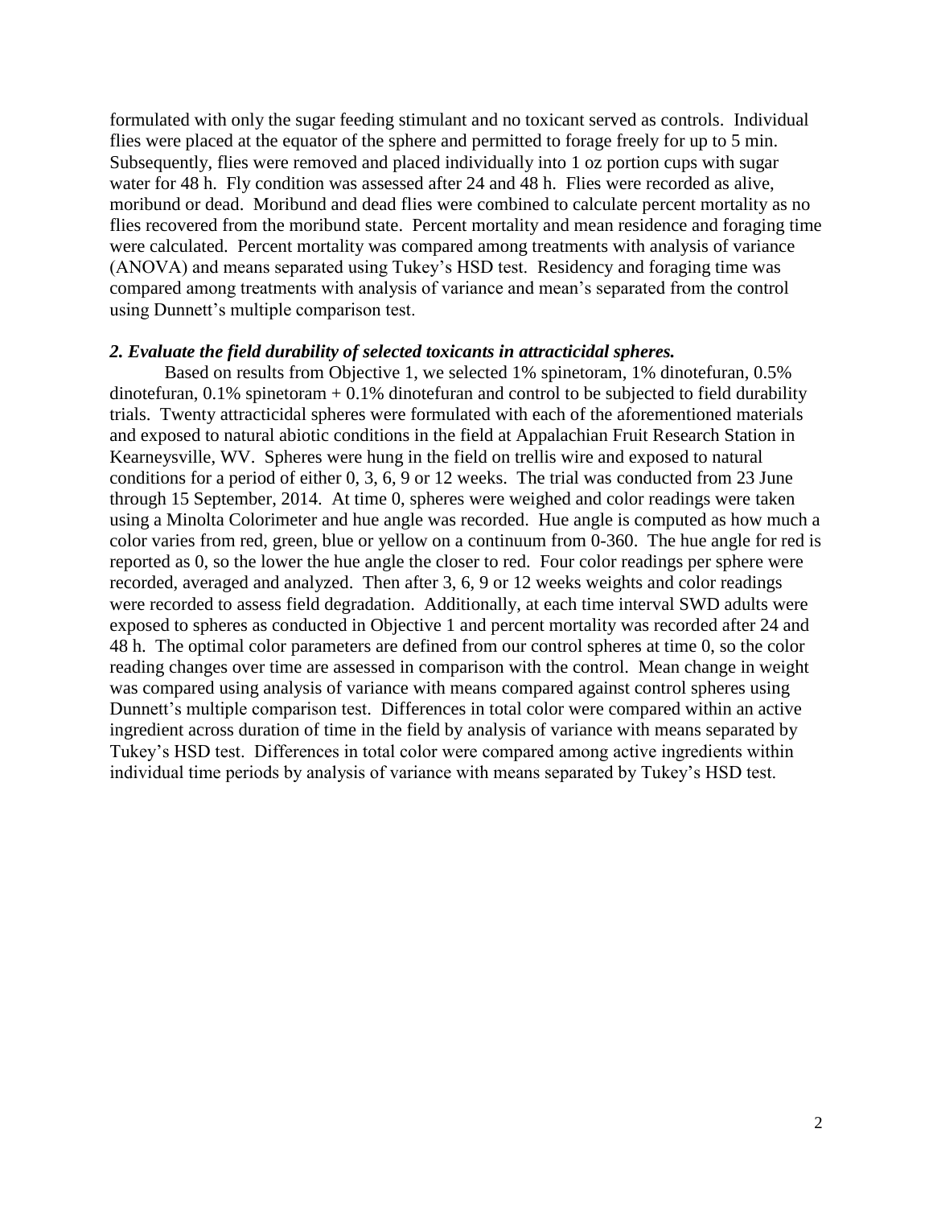formulated with only the sugar feeding stimulant and no toxicant served as controls. Individual flies were placed at the equator of the sphere and permitted to forage freely for up to 5 min. Subsequently, flies were removed and placed individually into 1 oz portion cups with sugar water for 48 h. Fly condition was assessed after 24 and 48 h. Flies were recorded as alive, moribund or dead. Moribund and dead flies were combined to calculate percent mortality as no flies recovered from the moribund state. Percent mortality and mean residence and foraging time were calculated. Percent mortality was compared among treatments with analysis of variance (ANOVA) and means separated using Tukey's HSD test. Residency and foraging time was compared among treatments with analysis of variance and mean's separated from the control using Dunnett's multiple comparison test.

***2. Evaluate the field durability of selected toxicants in attracticidal spheres.***

Based on results from Objective 1, we selected 1% spinetoram, 1% dinotefuran, 0.5% dinotefuran, 0.1% spinetoram + 0.1% dinotefuran and control to be subjected to field durability trials. Twenty attracticidal spheres were formulated with each of the aforementioned materials and exposed to natural abiotic conditions in the field at Appalachian Fruit Research Station in Kearneysville, WV. Spheres were hung in the field on trellis wire and exposed to natural conditions for a period of either 0, 3, 6, 9 or 12 weeks. The trial was conducted from 23 June through 15 September, 2014. At time 0, spheres were weighed and color readings were taken using a Minolta Colorimeter and hue angle was recorded. Hue angle is computed as how much a color varies from red, green, blue or yellow on a continuum from 0-360. The hue angle for red is reported as 0, so the lower the hue angle the closer to red. Four color readings per sphere were recorded, averaged and analyzed. Then after 3, 6, 9 or 12 weeks weights and color readings were recorded to assess field degradation. Additionally, at each time interval SWD adults were exposed to spheres as conducted in Objective 1 and percent mortality was recorded after 24 and 48 h. The optimal color parameters are defined from our control spheres at time 0, so the color reading changes over time are assessed in comparison with the control. Mean change in weight was compared using analysis of variance with means compared against control spheres using Dunnett's multiple comparison test. Differences in total color were compared within an active ingredient across duration of time in the field by analysis of variance with means separated by Tukey's HSD test. Differences in total color were compared among active ingredients within individual time periods by analysis of variance with means separated by Tukey's HSD test.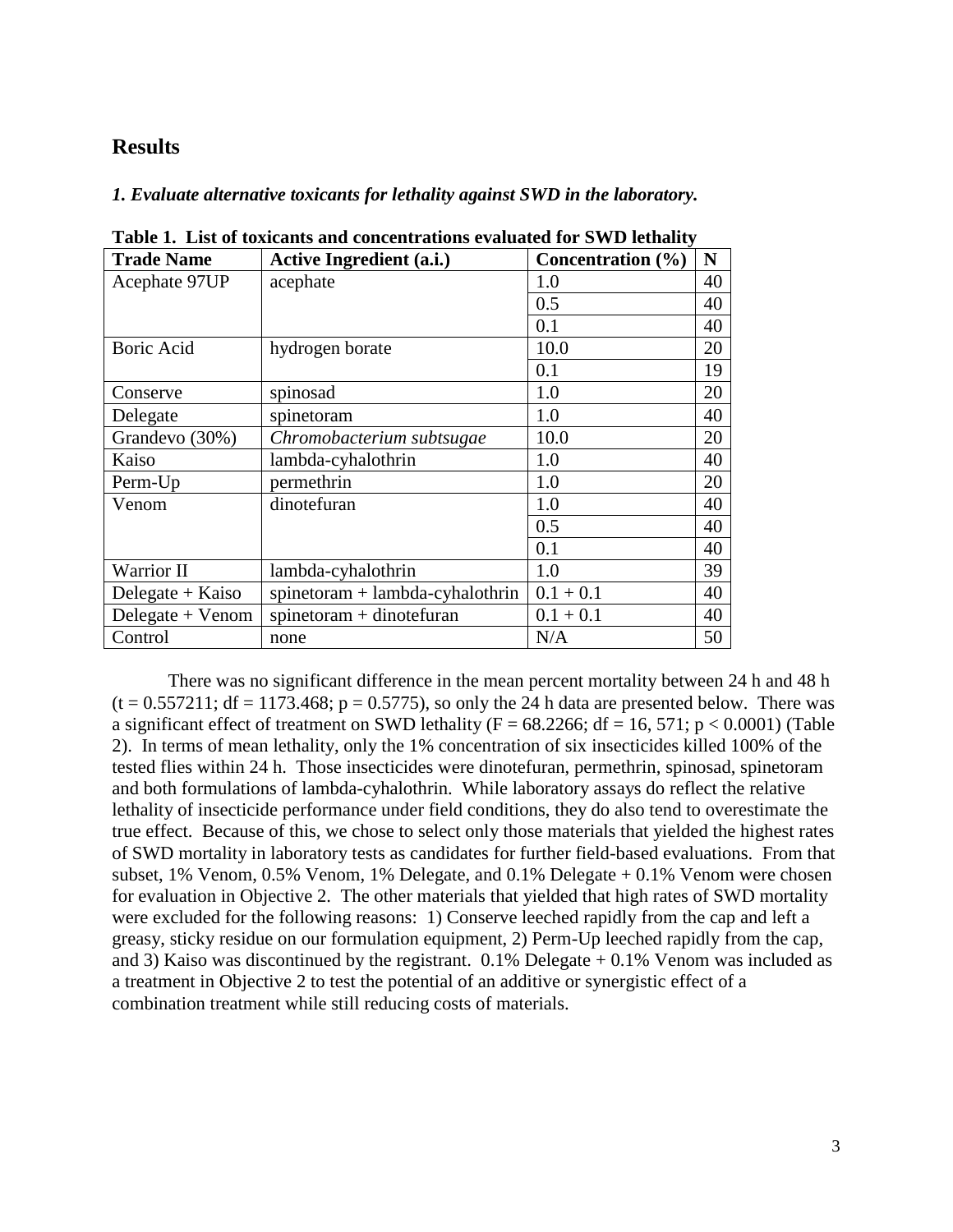## Results

### *1. Evaluate alternative toxicants for lethality against SWD in the laboratory.*

**Table 1. List of toxicants and concentrations evaluated for SWD lethality**

| Trade Name | Active Ingredient (a.i.) | Concentration (%) | N |
|---|---|---|---|
| Acephate 97UP | acephate | 1.0 | 40 |
| | | 0.5 | 40 |
| | | 0.1 | 40 |
| Boric Acid | hydrogen borate | 10.0 | 20 |
| | | 0.1 | 19 |
| Conserve | spinosad | 1.0 | 20 |
| Delegate | spinetoram | 1.0 | 40 |
| Grandevo (30%) | *Chromobacterium subtsugae* | 10.0 | 20 |
| Kaiso | lambda-cyhalothrin | 1.0 | 40 |
| Perm-Up | permethrin | 1.0 | 20 |
| Venom | dinotefuran | 1.0 | 40 |
| | | 0.5 | 40 |
| | | 0.1 | 40 |
| Warrior II | lambda-cyhalothrin | 1.0 | 39 |
| Delegate + Kaiso | spinetoram + lambda-cyhalothrin | 0.1 + 0.1 | 40 |
| Delegate + Venom | spinetoram + dinotefuran | 0.1 + 0.1 | 40 |
| Control | none | N/A | 50 |

There was no significant difference in the mean percent mortality between 24 h and 48 h ($t = 0.557211$; $df = 1173.468$; $p = 0.5775$), so only the 24 h data are presented below. There was a significant effect of treatment on SWD lethality ($F = 68.2266$; $df = 16, 571$; $p < 0.0001$) (Table 2). In terms of mean lethality, only the 1% concentration of six insecticides killed 100% of the tested flies within 24 h. Those insecticides were dinotefuran, permethrin, spinosad, spinetoram and both formulations of lambda-cyhalothrin. While laboratory assays do reflect the relative lethality of insecticide performance under field conditions, they do also tend to overestimate the true effect. Because of this, we chose to select only those materials that yielded the highest rates of SWD mortality in laboratory tests as candidates for further field-based evaluations. From that subset, 1% Venom, 0.5% Venom, 1% Delegate, and 0.1% Delegate + 0.1% Venom were chosen for evaluation in Objective 2. The other materials that yielded that high rates of SWD mortality were excluded for the following reasons: 1) Conserve leeched rapidly from the cap and left a greasy, sticky residue on our formulation equipment, 2) Perm-Up leeched rapidly from the cap, and 3) Kaiso was discontinued by the registrant. 0.1% Delegate + 0.1% Venom was included as a treatment in Objective 2 to test the potential of an additive or synergistic effect of a combination treatment while still reducing costs of materials.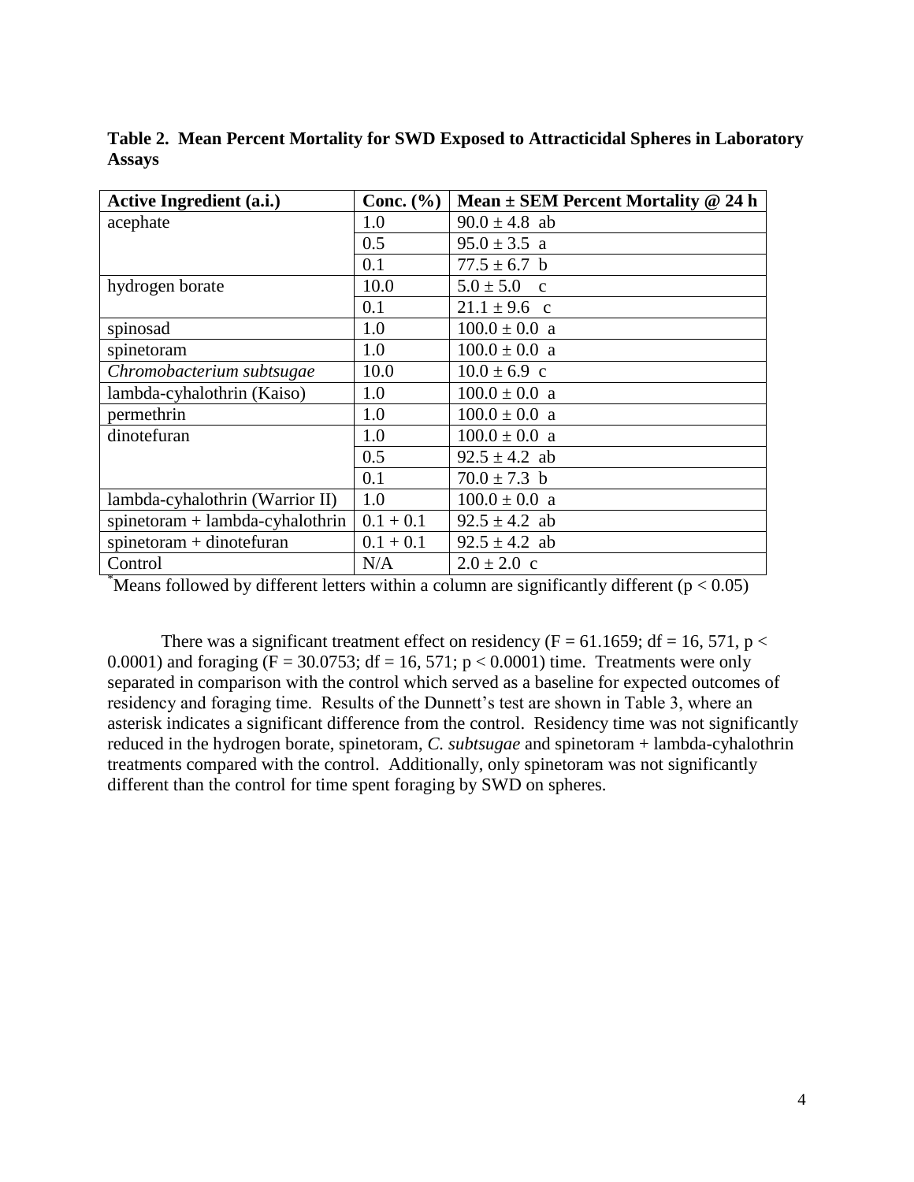**Table 2. Mean Percent Mortality for SWD Exposed to Attracticidal Spheres in Laboratory Assays**

| Active Ingredient (a.i.) | Conc. (%) | Mean ± SEM Percent Mortality @ 24 h |
| --- | --- | --- |
| acephate | 1.0 | 90.0 ± 4.8 ab |
| | 0.5 | 95.0 ± 3.5 a |
| | 0.1 | 77.5 ± 6.7 b |
| hydrogen borate | 10.0 | 5.0 ± 5.0 c |
| | 0.1 | 21.1 ± 9.6 c |
| spinosad | 1.0 | 100.0 ± 0.0 a |
| spinetoram | 1.0 | 100.0 ± 0.0 a |
| *Chromobacterium subtsugae* | 10.0 | 10.0 ± 6.9 c |
| lambda-cyhalothrin (Kaiso) | 1.0 | 100.0 ± 0.0 a |
| permethrin | 1.0 | 100.0 ± 0.0 a |
| dinotefuran | 1.0 | 100.0 ± 0.0 a |
| | 0.5 | 92.5 ± 4.2 ab |
| | 0.1 | 70.0 ± 7.3 b |
| lambda-cyhalothrin (Warrior II) | 1.0 | 100.0 ± 0.0 a |
| spinetoram + lambda-cyhalothrin | 0.1 + 0.1 | 92.5 ± 4.2 ab |
| spinetoram + dinotefuran | 0.1 + 0.1 | 92.5 ± 4.2 ab |
| Control | N/A | 2.0 ± 2.0 c |

*Means followed by different letters within a column are significantly different ($p < 0.05$)

There was a significant treatment effect on residency ($F = 61.1659$; $df = 16, 571$, $p < 0.0001$) and foraging ($F = 30.0753$; $df = 16, 571$; $p < 0.0001$) time. Treatments were only separated in comparison with the control which served as a baseline for expected outcomes of residency and foraging time. Results of the Dunnett's test are shown in Table 3, where an asterisk indicates a significant difference from the control. Residency time was not significantly reduced in the hydrogen borate, spinetoram, *C. subtsugae* and spinetoram + lambda-cyhalothrin treatments compared with the control. Additionally, only spinetoram was not significantly different than the control for time spent foraging by SWD on spheres.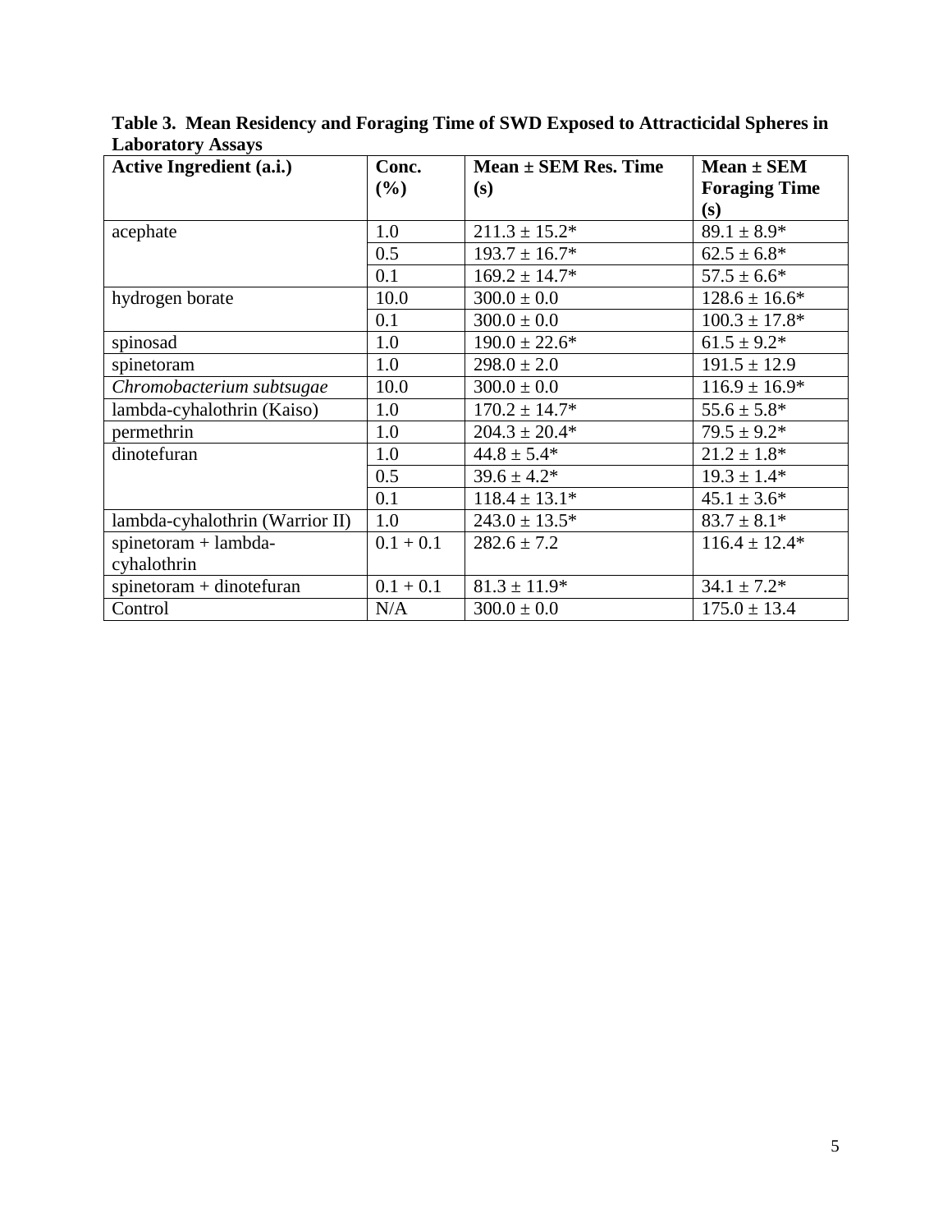**Table 3. Mean Residency and Foraging Time of SWD Exposed to Attracticidal Spheres in Laboratory Assays**

| Active Ingredient (a.i.) | Conc. (%) | Mean ± SEM Res. Time (s) | Mean ± SEM Foraging Time (s) |
|---|---|---|---|
| acephate | 1.0 | 211.3 ± 15.2* | 89.1 ± 8.9* |
| | 0.5 | 193.7 ± 16.7* | 62.5 ± 6.8* |
| | 0.1 | 169.2 ± 14.7* | 57.5 ± 6.6* |
| hydrogen borate | 10.0 | 300.0 ± 0.0 | 128.6 ± 16.6* |
| | 0.1 | 300.0 ± 0.0 | 100.3 ± 17.8* |
| spinosad | 1.0 | 190.0 ± 22.6* | 61.5 ± 9.2* |
| spinetoram | 1.0 | 298.0 ± 2.0 | 191.5 ± 12.9 |
| *Chromobacterium subtsugae* | 10.0 | 300.0 ± 0.0 | 116.9 ± 16.9* |
| lambda-cyhalothrin (Kaiso) | 1.0 | 170.2 ± 14.7* | 55.6 ± 5.8* |
| permethrin | 1.0 | 204.3 ± 20.4* | 79.5 ± 9.2* |
| dinotefuran | 1.0 | 44.8 ± 5.4* | 21.2 ± 1.8* |
| | 0.5 | 39.6 ± 4.2* | 19.3 ± 1.4* |
| | 0.1 | 118.4 ± 13.1* | 45.1 ± 3.6* |
| lambda-cyhalothrin (Warrior II) | 1.0 | 243.0 ± 13.5* | 83.7 ± 8.1* |
| spinetoram + lambda-cyhalothrin | 0.1 + 0.1 | 282.6 ± 7.2 | 116.4 ± 12.4* |
| spinetoram + dinotefuran | 0.1 + 0.1 | 81.3 ± 11.9* | 34.1 ± 7.2* |
| Control | N/A | 300.0 ± 0.0 | 175.0 ± 13.4 |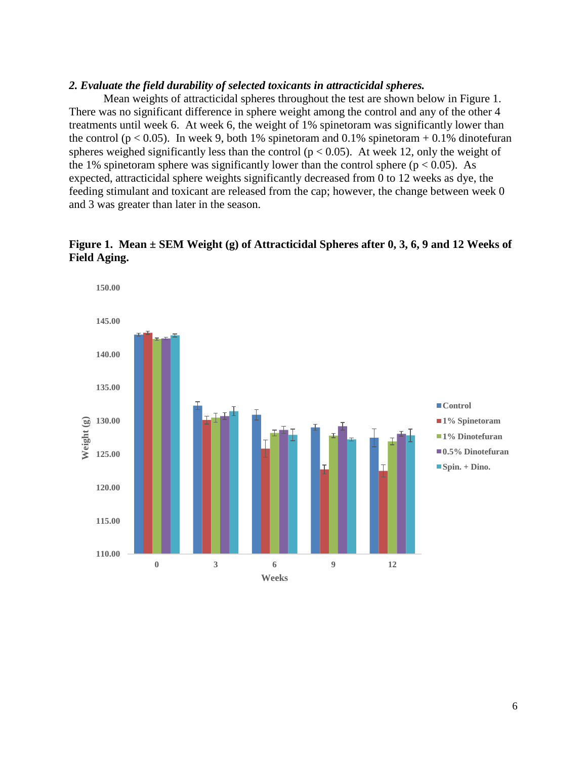*2. Evaluate the field durability of selected toxicants in attracticidal spheres.*

Mean weights of attracticidal spheres throughout the test are shown below in Figure 1. There was no significant difference in sphere weight among the control and any of the other 4 treatments until week 6. At week 6, the weight of 1% spinetoram was significantly lower than the control ($p < 0.05$). In week 9, both 1% spinetoram and 0.1% spinetoram + 0.1% dinotefuran spheres weighed significantly less than the control ($p < 0.05$). At week 12, only the weight of the 1% spinetoram sphere was significantly lower than the control sphere ($p < 0.05$). As expected, attracticidal sphere weights significantly decreased from 0 to 12 weeks as dye, the feeding stimulant and toxicant are released from the cap; however, the change between week 0 and 3 was greater than later in the season.

**Figure 1. Mean ± SEM Weight (g) of Attracticidal Spheres after 0, 3, 6, 9 and 12 Weeks of Field Aging.**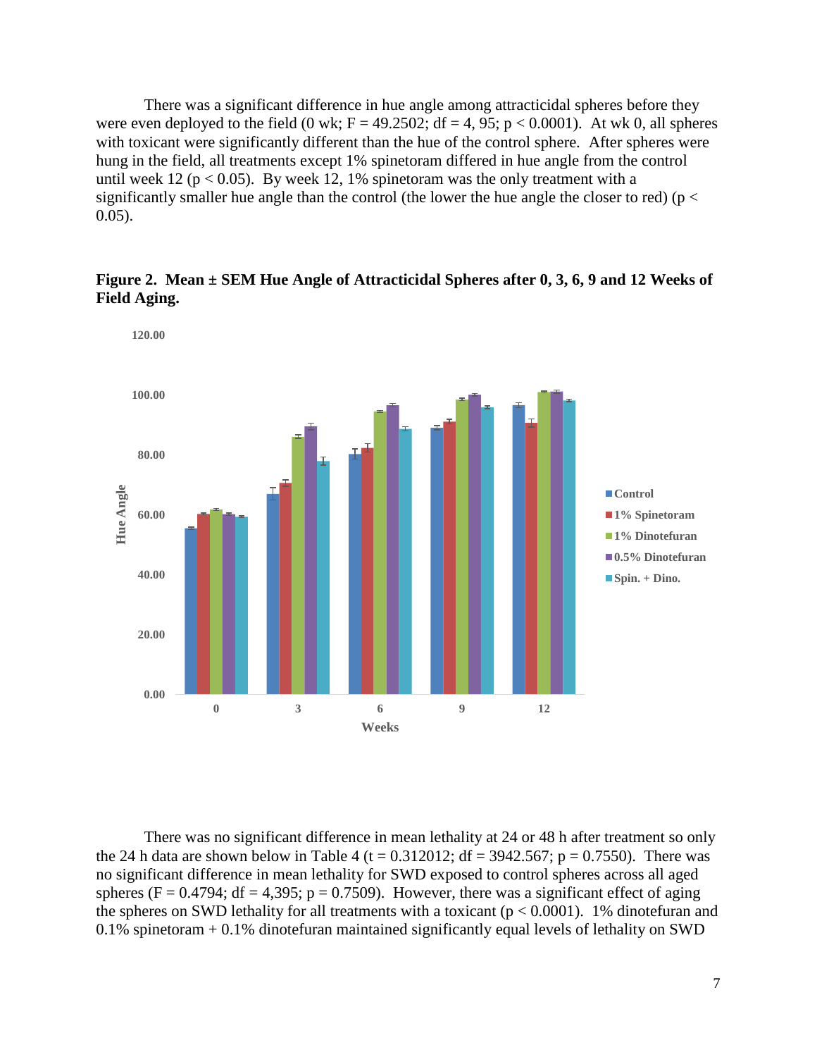There was a significant difference in hue angle among attracticidal spheres before they were even deployed to the field (0 wk; $F = 49.2502$; $df = 4, 95$; $p < 0.0001$). At wk 0, all spheres with toxicant were significantly different than the hue of the control sphere. After spheres were hung in the field, all treatments except 1% spinetoram differed in hue angle from the control until week 12 ($p < 0.05$). By week 12, 1% spinetoram was the only treatment with a significantly smaller hue angle than the control (the lower the hue angle the closer to red) ($p < 0.05$).

**Figure 2. Mean ± SEM Hue Angle of Attracticidal Spheres after 0, 3, 6, 9 and 12 Weeks of Field Aging.**

There was no significant difference in mean lethality at 24 or 48 h after treatment so only the 24 h data are shown below in Table 4 ($t = 0.312012$; $df = 3942.567$; $p = 0.7550$). There was no significant difference in mean lethality for SWD exposed to control spheres across all aged spheres ($F = 0.4794$; $df = 4,395$; $p = 0.7509$). However, there was a significant effect of aging the spheres on SWD lethality for all treatments with a toxicant ($p < 0.0001$). 1% dinotefuran and 0.1% spinetoram + 0.1% dinotefuran maintained significantly equal levels of lethality on SWD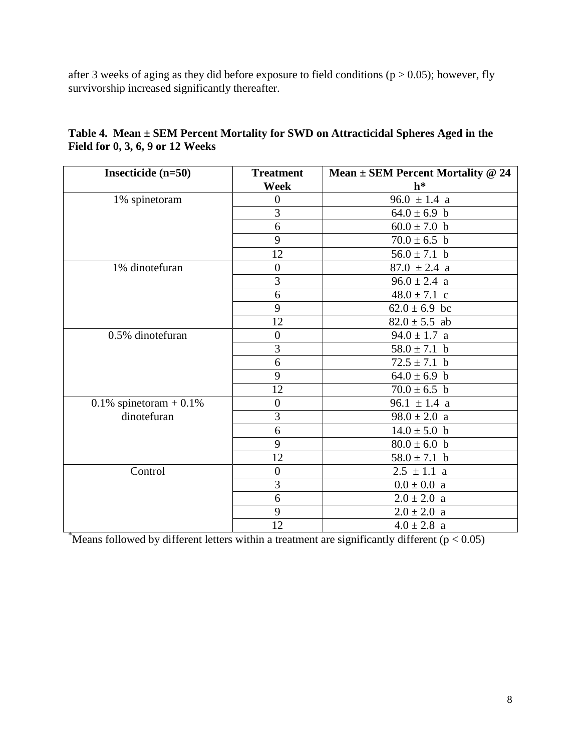after 3 weeks of aging as they did before exposure to field conditions ($p > 0.05$); however, fly survivorship increased significantly thereafter.

**Table 4. Mean ± SEM Percent Mortality for SWD on Attracticidal Spheres Aged in the Field for 0, 3, 6, 9 or 12 Weeks**

| Insecticide (n=50) | Treatment Week | Mean ± SEM Percent Mortality @ 24 h* |
|---|---|---|
| 1% spinetoram | 0 | 96.0 ± 1.4 a |
| | 3 | 64.0 ± 6.9 b |
| | 6 | 60.0 ± 7.0 b |
| | 9 | 70.0 ± 6.5 b |
| | 12 | 56.0 ± 7.1 b |
| 1% dinotefuran | 0 | 87.0 ± 2.4 a |
| | 3 | 96.0 ± 2.4 a |
| | 6 | 48.0 ± 7.1 c |
| | 9 | 62.0 ± 6.9 bc |
| | 12 | 82.0 ± 5.5 ab |
| 0.5% dinotefuran | 0 | 94.0 ± 1.7 a |
| | 3 | 58.0 ± 7.1 b |
| | 6 | 72.5 ± 7.1 b |
| | 9 | 64.0 ± 6.9 b |
| | 12 | 70.0 ± 6.5 b |
| 0.1% spinetoram + 0.1% dinotefuran | 0 | 96.1 ± 1.4 a |
| | 3 | 98.0 ± 2.0 a |
| | 6 | 14.0 ± 5.0 b |
| | 9 | 80.0 ± 6.0 b |
| | 12 | 58.0 ± 7.1 b |
| Control | 0 | 2.5 ± 1.1 a |
| | 3 | 0.0 ± 0.0 a |
| | 6 | 2.0 ± 2.0 a |
| | 9 | 2.0 ± 2.0 a |
| | 12 | 4.0 ± 2.8 a |

*Means followed by different letters within a treatment are significantly different ($p < 0.05$)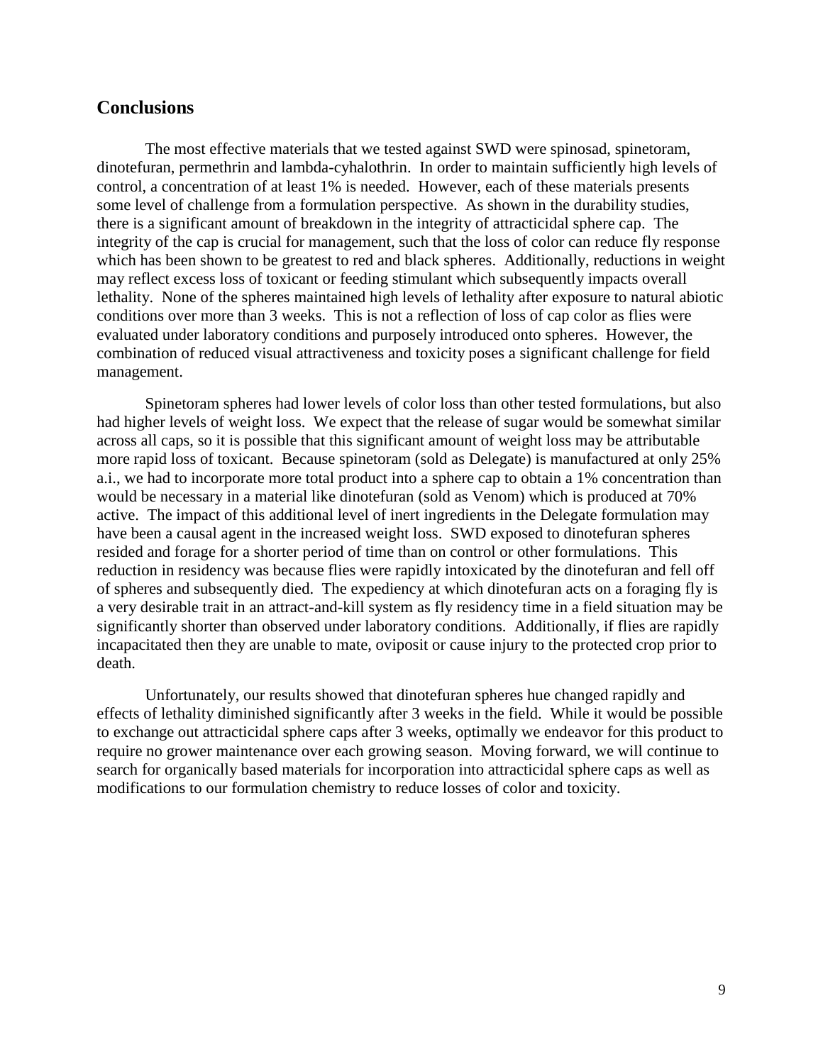## Conclusions

The most effective materials that we tested against SWD were spinosad, spinetoram, dinotefuran, permethrin and lambda-cyhalothrin. In order to maintain sufficiently high levels of control, a concentration of at least 1% is needed. However, each of these materials presents some level of challenge from a formulation perspective. As shown in the durability studies, there is a significant amount of breakdown in the integrity of attracticidal sphere cap. The integrity of the cap is crucial for management, such that the loss of color can reduce fly response which has been shown to be greatest to red and black spheres. Additionally, reductions in weight may reflect excess loss of toxicant or feeding stimulant which subsequently impacts overall lethality. None of the spheres maintained high levels of lethality after exposure to natural abiotic conditions over more than 3 weeks. This is not a reflection of loss of cap color as flies were evaluated under laboratory conditions and purposely introduced onto spheres. However, the combination of reduced visual attractiveness and toxicity poses a significant challenge for field management.

Spinetoram spheres had lower levels of color loss than other tested formulations, but also had higher levels of weight loss. We expect that the release of sugar would be somewhat similar across all caps, so it is possible that this significant amount of weight loss may be attributable more rapid loss of toxicant. Because spinetoram (sold as Delegate) is manufactured at only 25% a.i., we had to incorporate more total product into a sphere cap to obtain a 1% concentration than would be necessary in a material like dinotefuran (sold as Venom) which is produced at 70% active. The impact of this additional level of inert ingredients in the Delegate formulation may have been a causal agent in the increased weight loss. SWD exposed to dinotefuran spheres resided and forage for a shorter period of time than on control or other formulations. This reduction in residency was because flies were rapidly intoxicated by the dinotefuran and fell off of spheres and subsequently died. The expediency at which dinotefuran acts on a foraging fly is a very desirable trait in an attract-and-kill system as fly residency time in a field situation may be significantly shorter than observed under laboratory conditions. Additionally, if flies are rapidly incapacitated then they are unable to mate, oviposit or cause injury to the protected crop prior to death.

Unfortunately, our results showed that dinotefuran spheres hue changed rapidly and effects of lethality diminished significantly after 3 weeks in the field. While it would be possible to exchange out attracticidal sphere caps after 3 weeks, optimally we endeavor for this product to require no grower maintenance over each growing season. Moving forward, we will continue to search for organically based materials for incorporation into attracticidal sphere caps as well as modifications to our formulation chemistry to reduce losses of color and toxicity.